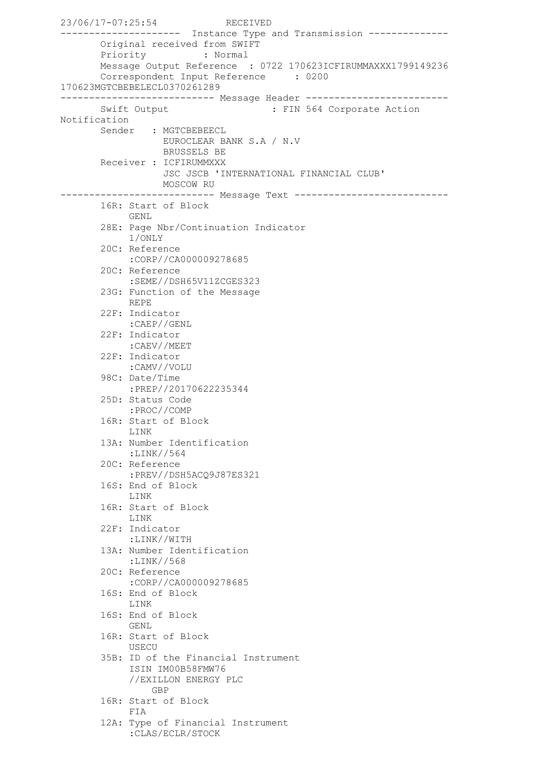```
23/06/17-07:25:54            RECEIVED
---------------------  Instance Type and Transmission --------------
       Original received from SWIFT
       Priority          : Normal
       Message Output Reference  : 0722 170623ICFIRUMMAXXX1799149236
       Correspondent Input Reference     : 0200
170623MGTCBEBELECL0370261289
--------------------------- Message Header -------------------------
       Swift Output                   : FIN 564 Corporate Action
Notification
       Sender   : MGTCBEBEECL
                  EUROCLEAR BANK S.A / N.V
                  BRUSSELS BE
       Receiver : ICFIRUMMXXX
                  JSC JSCB 'INTERNATIONAL FINANCIAL CLUB'
                  MOSCOW RU
--------------------------- Message Text ---------------------------
       16R: Start of Block
            GENL
       28E: Page Nbr/Continuation Indicator
            1/ONLY
       20C: Reference
            :CORP//CA000009278685
       20C: Reference
            :SEME//DSH65V11ZCGES323
       23G: Function of the Message
            REPE
       22F: Indicator
            :CAEP//GENL
       22F: Indicator
            :CAEV//MEET
       22F: Indicator
            :CAMV//VOLU
       98C: Date/Time
            :PREP//20170622235344
       25D: Status Code
            :PROC//COMP
       16R: Start of Block
            LINK
       13A: Number Identification
            :LINK//564
       20C: Reference
            :PREV//DSH5ACQ9J87ES321
       16S: End of Block
            LINK
       16R: Start of Block
            LINK
       22F: Indicator
            :LINK//WITH
       13A: Number Identification
            :LINK//568
       20C: Reference
            :CORP//CA000009278685
       16S: End of Block
            LINK
       16S: End of Block
            GENL
       16R: Start of Block
            USECU
       35B: ID of the Financial Instrument
            ISIN IM00B58FMW76
            //EXILLON ENERGY PLC
                GBP
       16R: Start of Block
            FIA
       12A: Type of Financial Instrument
            :CLAS/ECLR/STOCK
```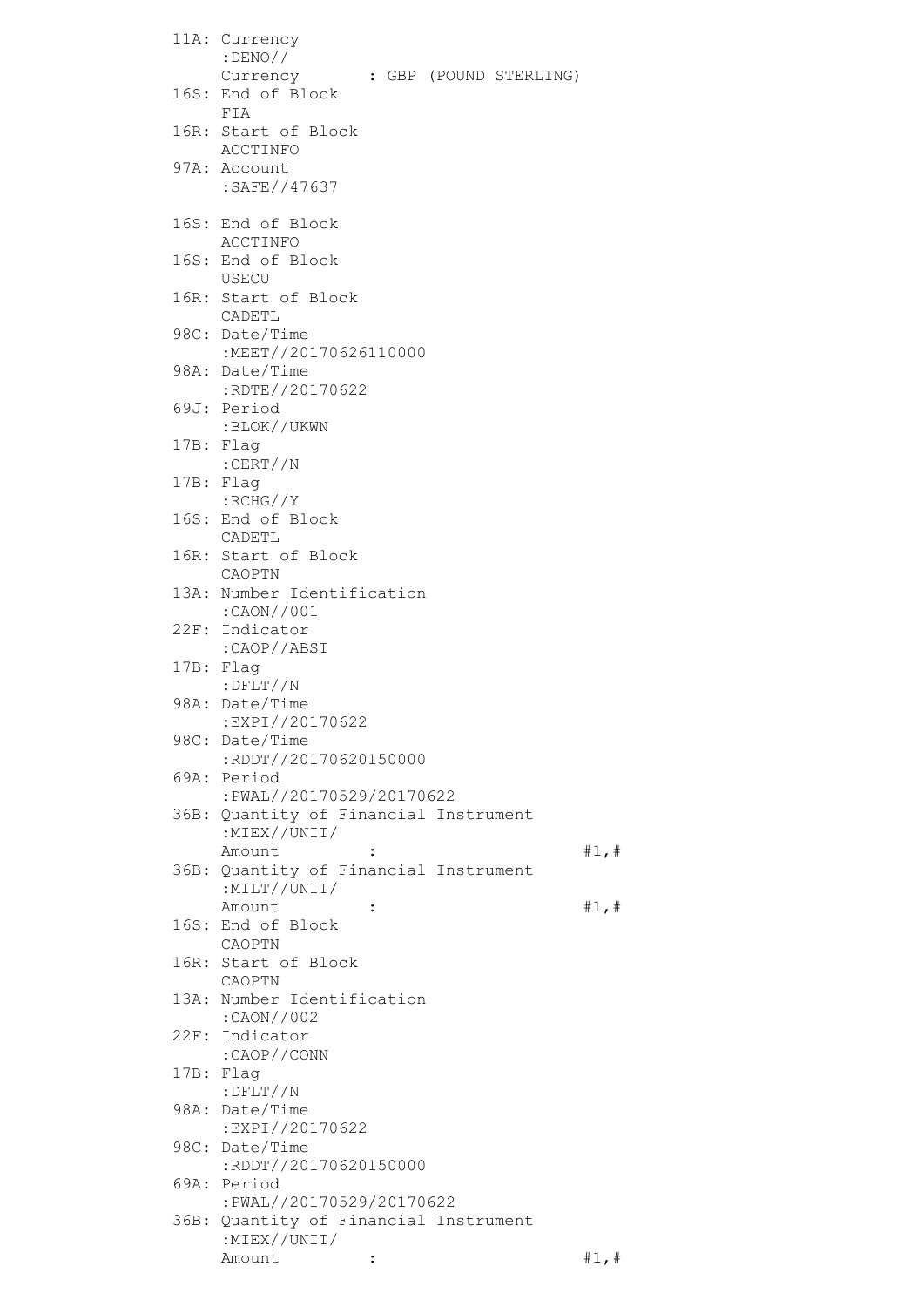```
11A: Currency
     :DENO//
     Currency       : GBP (POUND STERLING)
16S: End of Block
     FIA
16R: Start of Block
     ACCTINFO
97A: Account
     :SAFE//47637

16S: End of Block
     ACCTINFO
16S: End of Block
     USECU
16R: Start of Block
     CADETL
98C: Date/Time
     :MEET//20170626110000
98A: Date/Time
     :RDTE//20170622
69J: Period
     :BLOK//UKWN
17B: Flag
     :CERT//N
17B: Flag
     :RCHG//Y
16S: End of Block
     CADETL
16R: Start of Block
     CAOPTN
13A: Number Identification
     :CAON//001
22F: Indicator
     :CAOP//ABST
17B: Flag
     :DFLT//N
98A: Date/Time
     :EXPI//20170622
98C: Date/Time
     :RDDT//20170620150000
69A: Period
     :PWAL//20170529/20170622
36B: Quantity of Financial Instrument
     :MIEX//UNIT/
     Amount         :                       #1,#
36B: Quantity of Financial Instrument
     :MILT//UNIT/
     Amount         :                       #1,#
16S: End of Block
     CAOPTN
16R: Start of Block
     CAOPTN
13A: Number Identification
     :CAON//002
22F: Indicator
     :CAOP//CONN
17B: Flag
     :DFLT//N
98A: Date/Time
     :EXPI//20170622
98C: Date/Time
     :RDDT//20170620150000
69A: Period
     :PWAL//20170529/20170622
36B: Quantity of Financial Instrument
     :MIEX//UNIT/
     Amount         :                       #1,#
```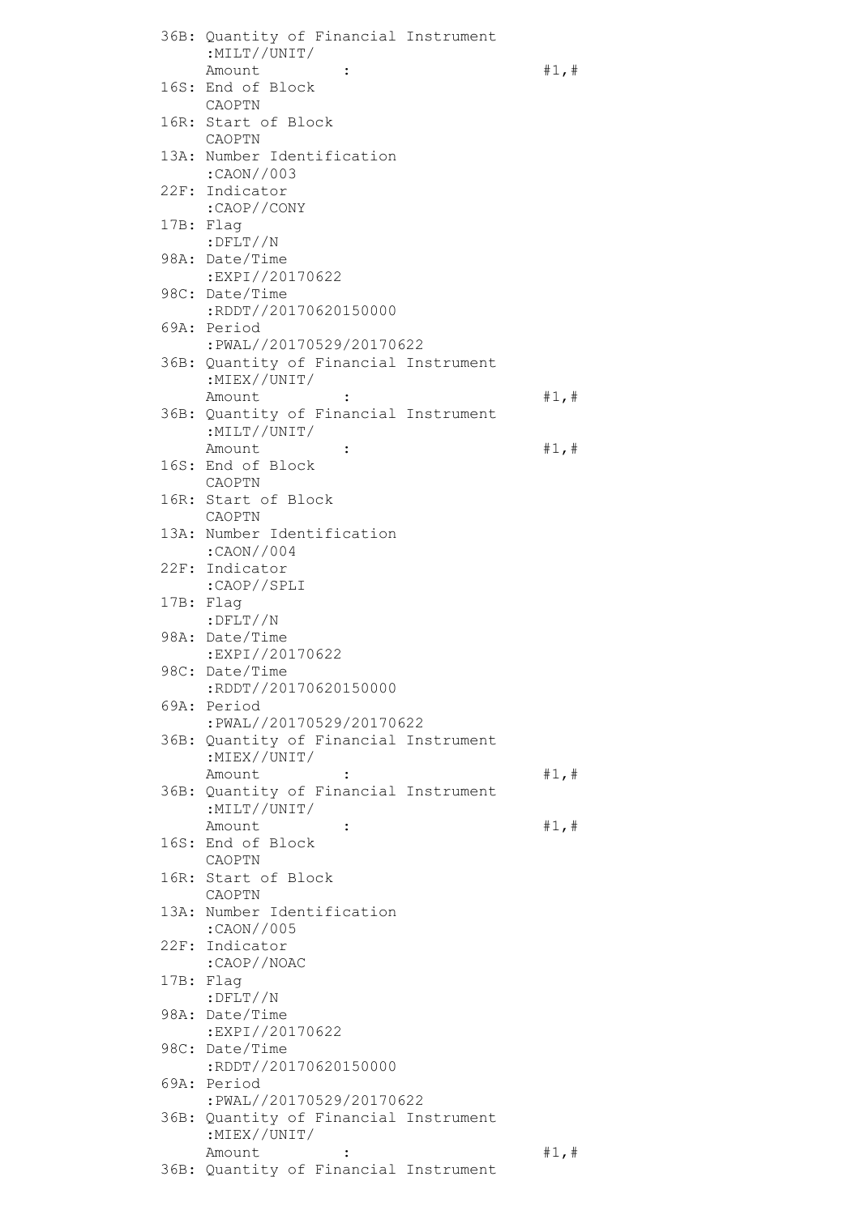```
36B: Quantity of Financial Instrument
     :MILT//UNIT/
     Amount          :                    #1,#
16S: End of Block
     CAOPTN
16R: Start of Block
     CAOPTN
13A: Number Identification
     :CAON//003
22F: Indicator
     :CAOP//CONY
17B: Flag
     :DFLT//N
98A: Date/Time
     :EXPI//20170622
98C: Date/Time
     :RDDT//20170620150000
69A: Period
     :PWAL//20170529/20170622
36B: Quantity of Financial Instrument
     :MIEX//UNIT/
     Amount          :                    #1,#
36B: Quantity of Financial Instrument
     :MILT//UNIT/
     Amount          :                    #1,#
16S: End of Block
     CAOPTN
16R: Start of Block
     CAOPTN
13A: Number Identification
     :CAON//004
22F: Indicator
     :CAOP//SPLI
17B: Flag
     :DFLT//N
98A: Date/Time
     :EXPI//20170622
98C: Date/Time
     :RDDT//20170620150000
69A: Period
     :PWAL//20170529/20170622
36B: Quantity of Financial Instrument
     :MIEX//UNIT/
     Amount          :                    #1,#
36B: Quantity of Financial Instrument
     :MILT//UNIT/
     Amount          :                    #1,#
16S: End of Block
     CAOPTN
16R: Start of Block
     CAOPTN
13A: Number Identification
     :CAON//005
22F: Indicator
     :CAOP//NOAC
17B: Flag
     :DFLT//N
98A: Date/Time
     :EXPI//20170622
98C: Date/Time
     :RDDT//20170620150000
69A: Period
     :PWAL//20170529/20170622
36B: Quantity of Financial Instrument
     :MIEX//UNIT/
     Amount          :                    #1,#
36B: Quantity of Financial Instrument
```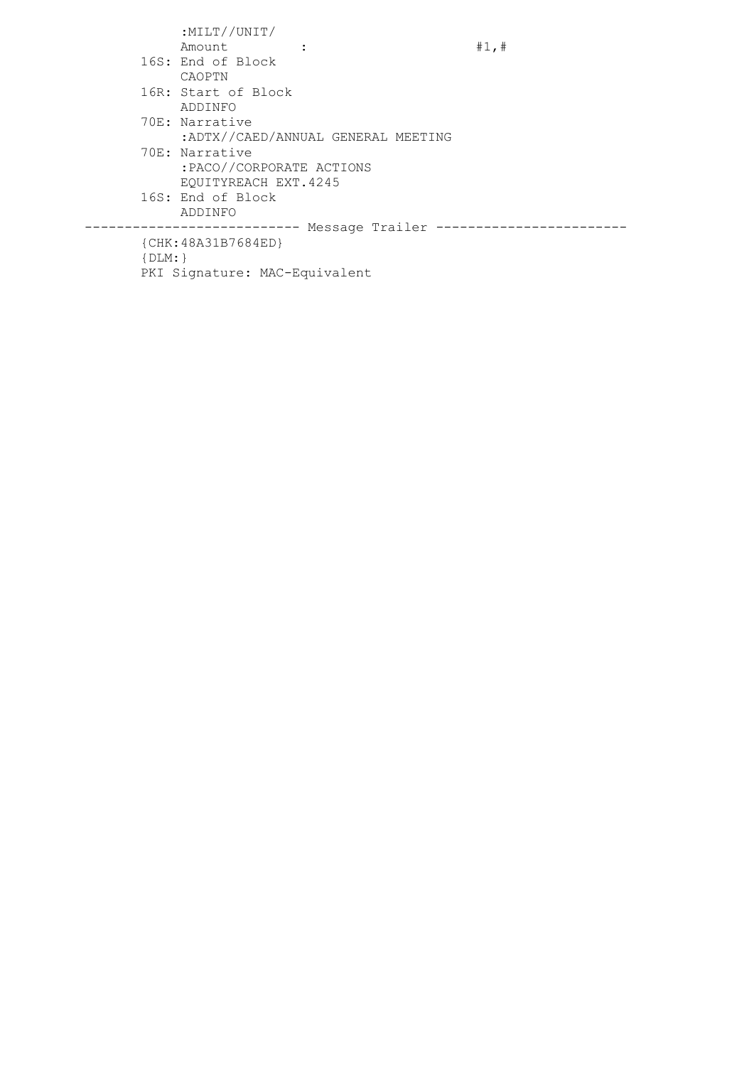```
          :MILT//UNIT/
          Amount          :                          #1,#
      16S: End of Block
          CAOPTN
      16R: Start of Block
          ADDINFO
      70E: Narrative
          :ADTX//CAED/ANNUAL GENERAL MEETING
      70E: Narrative
          :PACO//CORPORATE ACTIONS
          EQUITYREACH EXT.4245
      16S: End of Block
          ADDINFO
--------------------------- Message Trailer ------------------------
      {CHK:48A31B7684ED}
      {DLM:}
      PKI Signature: MAC-Equivalent
```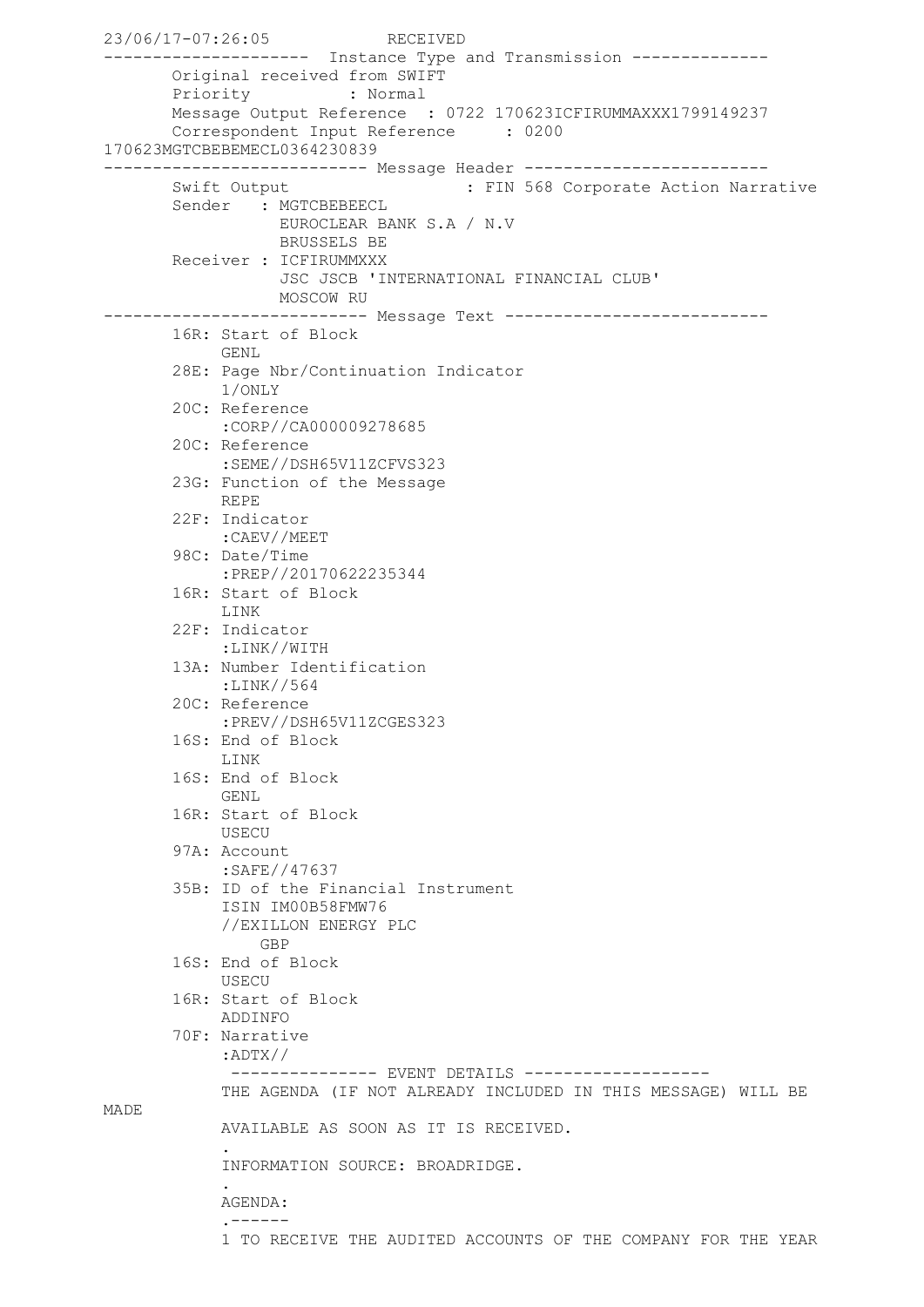```
23/06/17-07:26:05            RECEIVED
---------------------  Instance Type and Transmission --------------
       Original received from SWIFT
       Priority          : Normal
       Message Output Reference  : 0722 170623ICFIRUMMAXXX1799149237
       Correspondent Input Reference     : 0200
170623MGTCBEBEMECL0364230839
--------------------------- Message Header -------------------------
       Swift Output                  : FIN 568 Corporate Action Narrative
       Sender   : MGTCBEBEECL
                  EUROCLEAR BANK S.A / N.V
                  BRUSSELS BE
       Receiver : ICFIRUMMXXX
                  JSC JSCB 'INTERNATIONAL FINANCIAL CLUB'
                  MOSCOW RU
--------------------------- Message Text ---------------------------
       16R: Start of Block
            GENL
       28E: Page Nbr/Continuation Indicator
            1/ONLY
       20C: Reference
            :CORP//CA000009278685
       20C: Reference
            :SEME//DSH65V11ZCFVS323
       23G: Function of the Message
            REPE
       22F: Indicator
            :CAEV//MEET
       98C: Date/Time
            :PREP//20170622235344
       16R: Start of Block
            LINK
       22F: Indicator
            :LINK//WITH
       13A: Number Identification
            :LINK//564
       20C: Reference
            :PREV//DSH65V11ZCGES323
       16S: End of Block
            LINK
       16S: End of Block
            GENL
       16R: Start of Block
            USECU
       97A: Account
            :SAFE//47637
       35B: ID of the Financial Instrument
            ISIN IM00B58FMW76
            //EXILLON ENERGY PLC
                GBP
       16S: End of Block
            USECU
       16R: Start of Block
            ADDINFO
       70F: Narrative
            :ADTX//
             --------------- EVENT DETAILS -------------------
            THE AGENDA (IF NOT ALREADY INCLUDED IN THIS MESSAGE) WILL BE
MADE
            AVAILABLE AS SOON AS IT IS RECEIVED.
            .
            INFORMATION SOURCE: BROADRIDGE.
            .
            AGENDA:
            .------
            1 TO RECEIVE THE AUDITED ACCOUNTS OF THE COMPANY FOR THE YEAR
```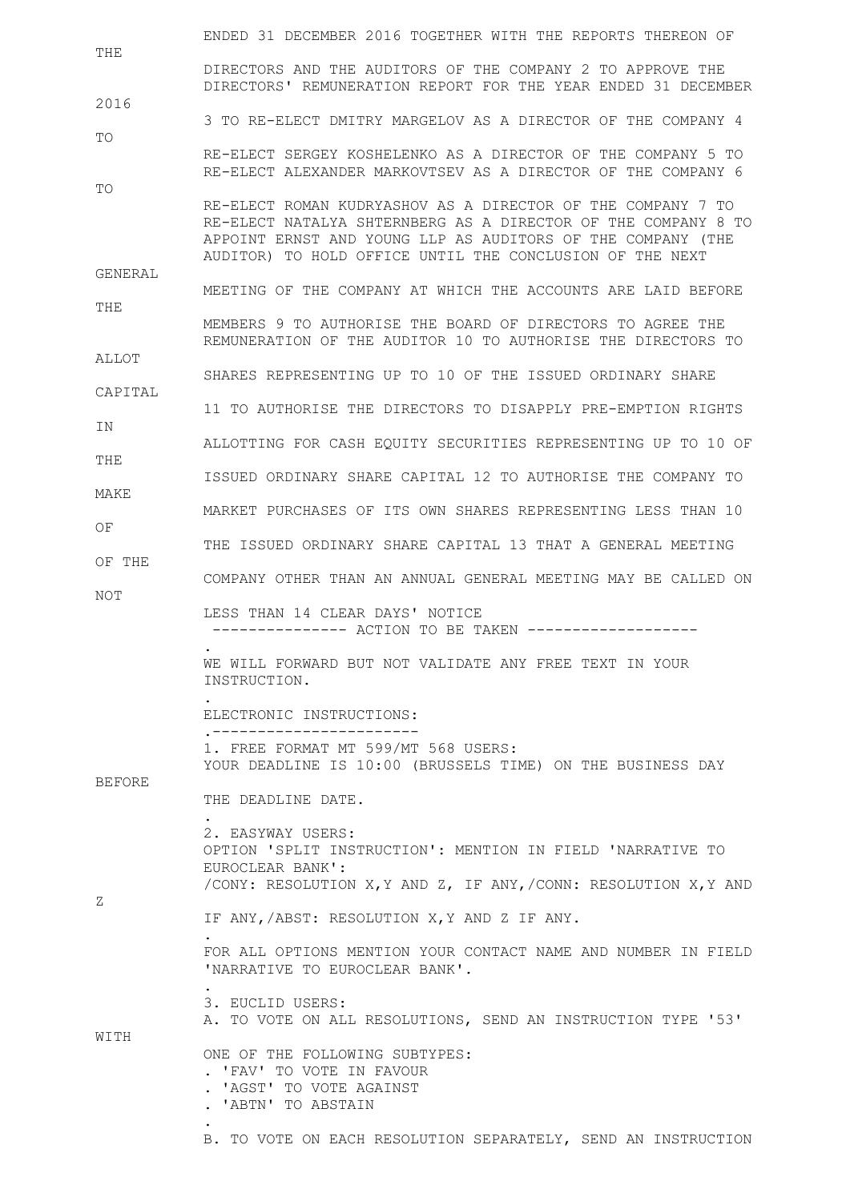ENDED 31 DECEMBER 2016 TOGETHER WITH THE REPORTS THEREON OF THE DIRECTORS AND THE AUDITORS OF THE COMPANY 2 TO APPROVE THE DIRECTORS' REMUNERATION REPORT FOR THE YEAR ENDED 31 DECEMBER 2016 3 TO RE-ELECT DMITRY MARGELOV AS A DIRECTOR OF THE COMPANY 4 TO RE-ELECT SERGEY KOSHELENKO AS A DIRECTOR OF THE COMPANY 5 TO RE-ELECT ALEXANDER MARKOVTSEV AS A DIRECTOR OF THE COMPANY 6 TO RE-ELECT ROMAN KUDRYASHOV AS A DIRECTOR OF THE COMPANY 7 TO RE-ELECT NATALYA SHTERNBERG AS A DIRECTOR OF THE COMPANY 8 TO APPOINT ERNST AND YOUNG LLP AS AUDITORS OF THE COMPANY (THE AUDITOR) TO HOLD OFFICE UNTIL THE CONCLUSION OF THE NEXT GENERAL MEETING OF THE COMPANY AT WHICH THE ACCOUNTS ARE LAID BEFORE THE MEMBERS 9 TO AUTHORISE THE BOARD OF DIRECTORS TO AGREE THE REMUNERATION OF THE AUDITOR 10 TO AUTHORISE THE DIRECTORS TO ALLOT SHARES REPRESENTING UP TO 10 OF THE ISSUED ORDINARY SHARE CAPITAL 11 TO AUTHORISE THE DIRECTORS TO DISAPPLY PRE-EMPTION RIGHTS IN ALLOTTING FOR CASH EQUITY SECURITIES REPRESENTING UP TO 10 OF THE ISSUED ORDINARY SHARE CAPITAL 12 TO AUTHORISE THE COMPANY TO MAKE MARKET PURCHASES OF ITS OWN SHARES REPRESENTING LESS THAN 10 OF THE ISSUED ORDINARY SHARE CAPITAL 13 THAT A GENERAL MEETING OF THE COMPANY OTHER THAN AN ANNUAL GENERAL MEETING MAY BE CALLED ON NOT LESS THAN 14 CLEAR DAYS' NOTICE

--------------- ACTION TO BE TAKEN -------------------

.

WE WILL FORWARD BUT NOT VALIDATE ANY FREE TEXT IN YOUR INSTRUCTION.

.

ELECTRONIC INSTRUCTIONS:

.-----------------------

1. FREE FORMAT MT 599/MT 568 USERS:
YOUR DEADLINE IS 10:00 (BRUSSELS TIME) ON THE BUSINESS DAY BEFORE THE DEADLINE DATE.

.

2. EASYWAY USERS:
OPTION 'SPLIT INSTRUCTION': MENTION IN FIELD 'NARRATIVE TO EUROCLEAR BANK':
/CONY: RESOLUTION X,Y AND Z, IF ANY,/CONN: RESOLUTION X,Y AND Z IF ANY,/ABST: RESOLUTION X,Y AND Z IF ANY.

.

FOR ALL OPTIONS MENTION YOUR CONTACT NAME AND NUMBER IN FIELD 'NARRATIVE TO EUROCLEAR BANK'.

.

3. EUCLID USERS:
A. TO VOTE ON ALL RESOLUTIONS, SEND AN INSTRUCTION TYPE '53' WITH ONE OF THE FOLLOWING SUBTYPES:

. 'FAV' TO VOTE IN FAVOUR
. 'AGST' TO VOTE AGAINST
. 'ABTN' TO ABSTAIN

.

B. TO VOTE ON EACH RESOLUTION SEPARATELY, SEND AN INSTRUCTION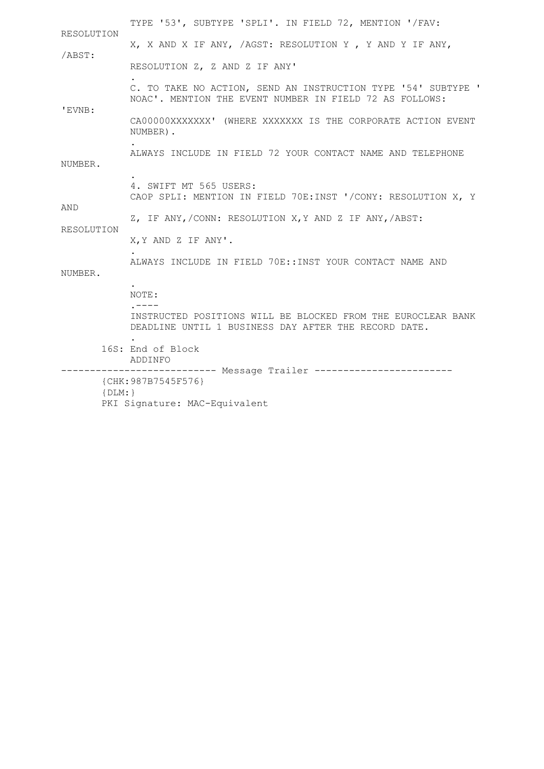```
          TYPE '53', SUBTYPE 'SPLI'. IN FIELD 72, MENTION '/FAV:
RESOLUTION
          X, X AND X IF ANY, /AGST: RESOLUTION Y , Y AND Y IF ANY,
/ABST:
          RESOLUTION Z, Z AND Z IF ANY'
          .
          C. TO TAKE NO ACTION, SEND AN INSTRUCTION TYPE '54' SUBTYPE '
          NOAC'. MENTION THE EVENT NUMBER IN FIELD 72 AS FOLLOWS:
'EVNB:
          CA00000XXXXXXX' (WHERE XXXXXXX IS THE CORPORATE ACTION EVENT
          NUMBER).
          .
          ALWAYS INCLUDE IN FIELD 72 YOUR CONTACT NAME AND TELEPHONE
NUMBER.
          .
          4. SWIFT MT 565 USERS:
          CAOP SPLI: MENTION IN FIELD 70E:INST '/CONY: RESOLUTION X, Y
AND
          Z, IF ANY,/CONN: RESOLUTION X,Y AND Z IF ANY,/ABST:
RESOLUTION
          X,Y AND Z IF ANY'.
          .
          ALWAYS INCLUDE IN FIELD 70E::INST YOUR CONTACT NAME AND
NUMBER.
          .
          NOTE:
          .----
          INSTRUCTED POSITIONS WILL BE BLOCKED FROM THE EUROCLEAR BANK
          DEADLINE UNTIL 1 BUSINESS DAY AFTER THE RECORD DATE.
          .
      16S: End of Block
          ADDINFO
--------------------------- Message Trailer ------------------------
      {CHK:987B7545F576}
      {DLM:}
      PKI Signature: MAC-Equivalent
```